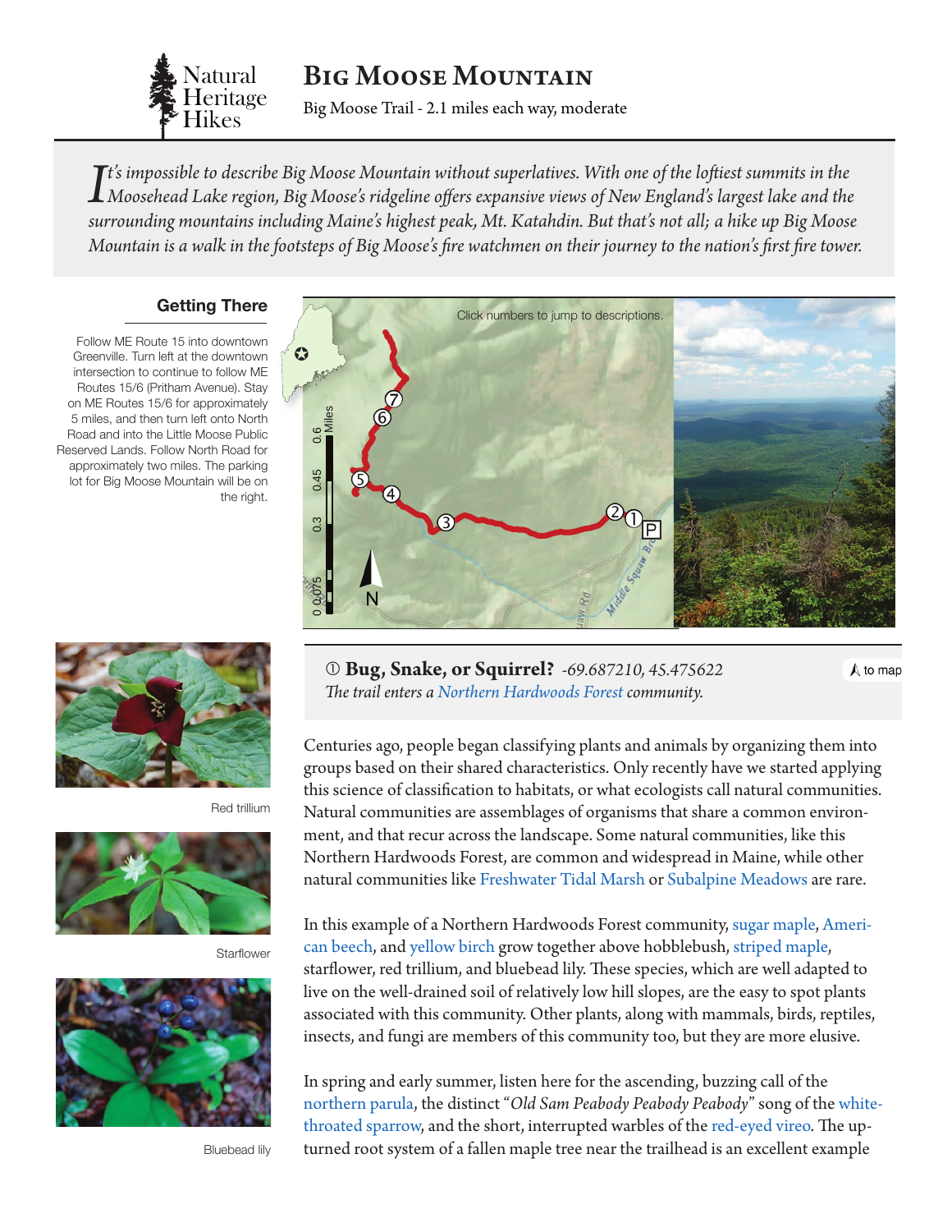Natural Heritage Hikes

# Big Moose Mountain

Big Moose Trail - 2.1 miles each way, moderate

*It's impossible to describe Big Moose Mountain without superlatives. With one of the loftiest summits in the Moosehead Lake region, Big Moose's ridgeline offers expansive views of New England's largest lake and the surrounding mountains including Maine's highest peak, Mt. Katahdin. But that's not all; a hike up Big Moose Mountain is a walk in the footsteps of Big Moose's fire watchmen on their journey to the nation's first fire tower.*

### Getting There

Follow ME Route 15 into downtown Greenville. Turn left at the downtown intersection to continue to follow ME Routes 15/6 (Pritham Avenue). Stay on ME Routes 15/6 for approximately 5 miles, and then turn left onto North Road and into the Little Moose Public Reserved Lands. Follow North Road for approximately two miles. The parking lot for Big Moose Mountain will be on the right.

Click numbers to jump to descriptions.

Red trillium

Starflower

Bluebead lily

### ① Bug, Snake, or Squirrel? *-69.687210, 45.475622*

*The trail enters a Northern Hardwoods Forest community.*

to map

Centuries ago, people began classifying plants and animals by organizing them into groups based on their shared characteristics. Only recently have we started applying this science of classification to habitats, or what ecologists call natural communities. Natural communities are assemblages of organisms that share a common environment, and that recur across the landscape. Some natural communities, like this Northern Hardwoods Forest, are common and widespread in Maine, while other natural communities like Freshwater Tidal Marsh or Subalpine Meadows are rare.

In this example of a Northern Hardwoods Forest community, sugar maple, American beech, and yellow birch grow together above hobblebush, striped maple, starflower, red trillium, and bluebead lily. These species, which are well adapted to live on the well-drained soil of relatively low hill slopes, are the easy to spot plants associated with this community. Other plants, along with mammals, birds, reptiles, insects, and fungi are members of this community too, but they are more elusive.

In spring and early summer, listen here for the ascending, buzzing call of the northern parula, the distinct "*Old Sam Peabody Peabody Peabody*" song of the white-throated sparrow, and the short, interrupted warbles of the red-eyed vireo. The upturned root system of a fallen maple tree near the trailhead is an excellent example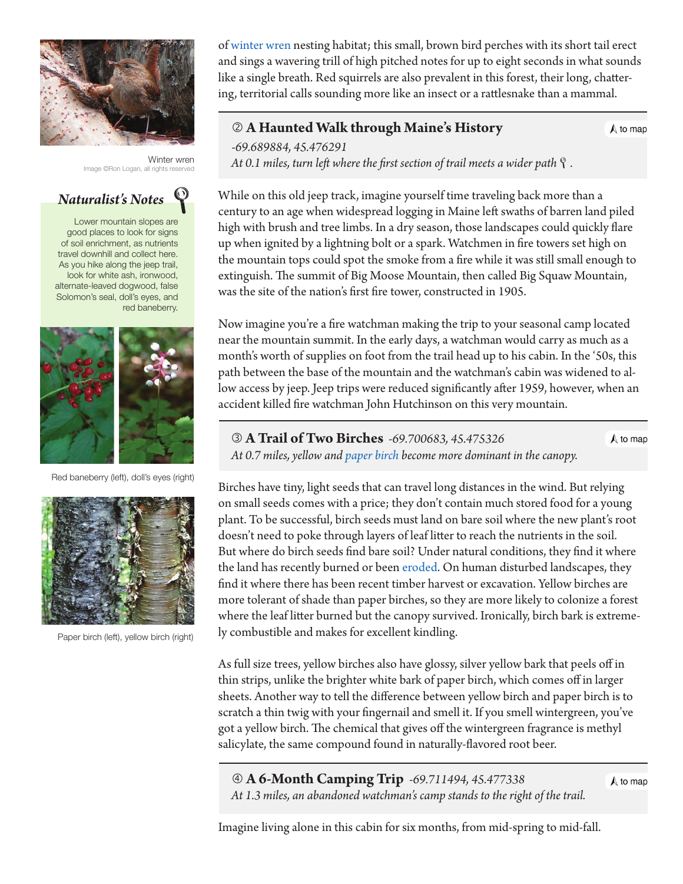of winter wren nesting habitat; this small, brown bird perches with its short tail erect and sings a wavering trill of high pitched notes for up to eight seconds in what sounds like a single breath. Red squirrels are also prevalent in this forest, their long, chattering, territorial calls sounding more like an insect or a rattlesnake than a mammal.

Winter wren
Image ©Ron Logan, all rights reserved

### Naturalist's Notes

Lower mountain slopes are good places to look for signs of soil enrichment, as nutrients travel downhill and collect here. As you hike along the jeep trail, look for white ash, ironwood, alternate-leaved dogwood, false Solomon's seal, doll's eyes, and red baneberry.

Red baneberry (left), doll's eyes (right)

Paper birch (left), yellow birch (right)

## ② A Haunted Walk through Maine's History

to map

*-69.689884, 45.476291*
*At 0.1 miles, turn left where the first section of trail meets a wider path.*

While on this old jeep track, imagine yourself time traveling back more than a century to an age when widespread logging in Maine left swaths of barren land piled high with brush and tree limbs. In a dry season, those landscapes could quickly flare up when ignited by a lightning bolt or a spark. Watchmen in fire towers set high on the mountain tops could spot the smoke from a fire while it was still small enough to extinguish. The summit of Big Moose Mountain, then called Big Squaw Mountain, was the site of the nation's first fire tower, constructed in 1905.

Now imagine you're a fire watchman making the trip to your seasonal camp located near the mountain summit. In the early days, a watchman would carry as much as a month's worth of supplies on foot from the trail head up to his cabin. In the '50s, this path between the base of the mountain and the watchman's cabin was widened to allow access by jeep. Jeep trips were reduced significantly after 1959, however, when an accident killed fire watchman John Hutchinson on this very mountain.

## ③ A Trail of Two Birches *-69.700683, 45.475326*

to map

*At 0.7 miles, yellow and paper birch become more dominant in the canopy.*

Birches have tiny, light seeds that can travel long distances in the wind. But relying on small seeds comes with a price; they don't contain much stored food for a young plant. To be successful, birch seeds must land on bare soil where the new plant's root doesn't need to poke through layers of leaf litter to reach the nutrients in the soil. But where do birch seeds find bare soil? Under natural conditions, they find it where the land has recently burned or been eroded. On human disturbed landscapes, they find it where there has been recent timber harvest or excavation. Yellow birches are more tolerant of shade than paper birches, so they are more likely to colonize a forest where the leaf litter burned but the canopy survived. Ironically, birch bark is extremely combustible and makes for excellent kindling.

As full size trees, yellow birches also have glossy, silver yellow bark that peels off in thin strips, unlike the brighter white bark of paper birch, which comes off in larger sheets. Another way to tell the difference between yellow birch and paper birch is to scratch a thin twig with your fingernail and smell it. If you smell wintergreen, you've got a yellow birch. The chemical that gives off the wintergreen fragrance is methyl salicylate, the same compound found in naturally-flavored root beer.

## ④ A 6-Month Camping Trip *-69.711494, 45.477338*

to map

*At 1.3 miles, an abandoned watchman's camp stands to the right of the trail.*

Imagine living alone in this cabin for six months, from mid-spring to mid-fall.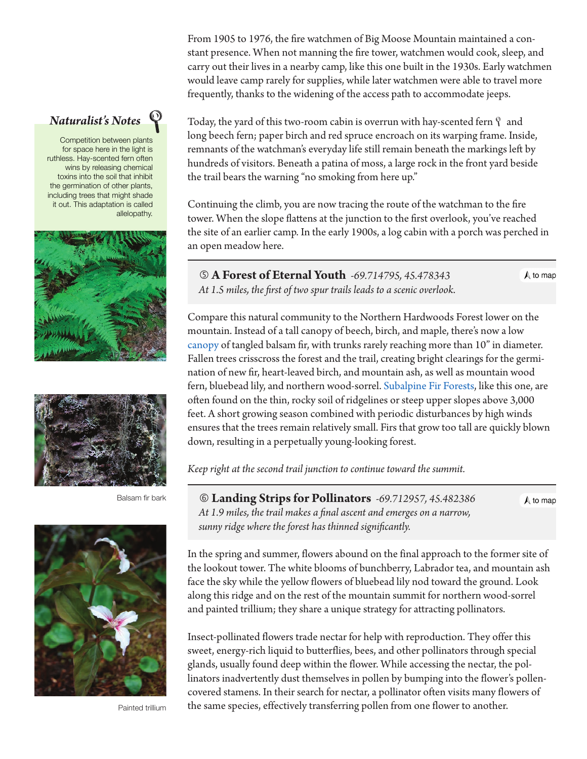From 1905 to 1976, the fire watchmen of Big Moose Mountain maintained a constant presence. When not manning the fire tower, watchmen would cook, sleep, and carry out their lives in a nearby camp, like this one built in the 1930s. Early watchmen would leave camp rarely for supplies, while later watchmen were able to travel more frequently, thanks to the widening of the access path to accommodate jeeps.

Today, the yard of this two-room cabin is overrun with hay-scented fern and long beech fern; paper birch and red spruce encroach on its warping frame. Inside, remnants of the watchman's everyday life still remain beneath the markings left by hundreds of visitors. Beneath a patina of moss, a large rock in the front yard beside the trail bears the warning "no smoking from here up."

Continuing the climb, you are now tracing the route of the watchman to the fire tower. When the slope flattens at the junction to the first overlook, you've reached the site of an earlier camp. In the early 1900s, a log cabin with a porch was perched in an open meadow here.

### *Naturalist's Notes*

Competition between plants for space here in the light is ruthless. Hay-scented fern often wins by releasing chemical toxins into the soil that inhibit the germination of other plants, including trees that might shade it out. This adaptation is called allelopathy.

## ⑤ A Forest of Eternal Youth *-69.714795, 45.478343*

to map

*At 1.5 miles, the first of two spur trails leads to a scenic overlook.*

Compare this natural community to the Northern Hardwoods Forest lower on the mountain. Instead of a tall canopy of beech, birch, and maple, there's now a low canopy of tangled balsam fir, with trunks rarely reaching more than 10" in diameter. Fallen trees crisscross the forest and the trail, creating bright clearings for the germination of new fir, heart-leaved birch, and mountain ash, as well as mountain wood fern, bluebead lily, and northern wood-sorrel. Subalpine Fir Forests, like this one, are often found on the thin, rocky soil of ridgelines or steep upper slopes above 3,000 feet. A short growing season combined with periodic disturbances by high winds ensures that the trees remain relatively small. Firs that grow too tall are quickly blown down, resulting in a perpetually young-looking forest.

*Keep right at the second trail junction to continue toward the summit.*

Balsam fir bark

## ⑥ Landing Strips for Pollinators *-69.712957, 45.482386*

to map

*At 1.9 miles, the trail makes a final ascent and emerges on a narrow, sunny ridge where the forest has thinned significantly.*

In the spring and summer, flowers abound on the final approach to the former site of the lookout tower. The white blooms of bunchberry, Labrador tea, and mountain ash face the sky while the yellow flowers of bluebead lily nod toward the ground. Look along this ridge and on the rest of the mountain summit for northern wood-sorrel and painted trillium; they share a unique strategy for attracting pollinators.

Insect-pollinated flowers trade nectar for help with reproduction. They offer this sweet, energy-rich liquid to butterflies, bees, and other pollinators through special glands, usually found deep within the flower. While accessing the nectar, the pollinators inadvertently dust themselves in pollen by bumping into the flower's pollen-covered stamens. In their search for nectar, a pollinator often visits many flowers of the same species, effectively transferring pollen from one flower to another.

Painted trillium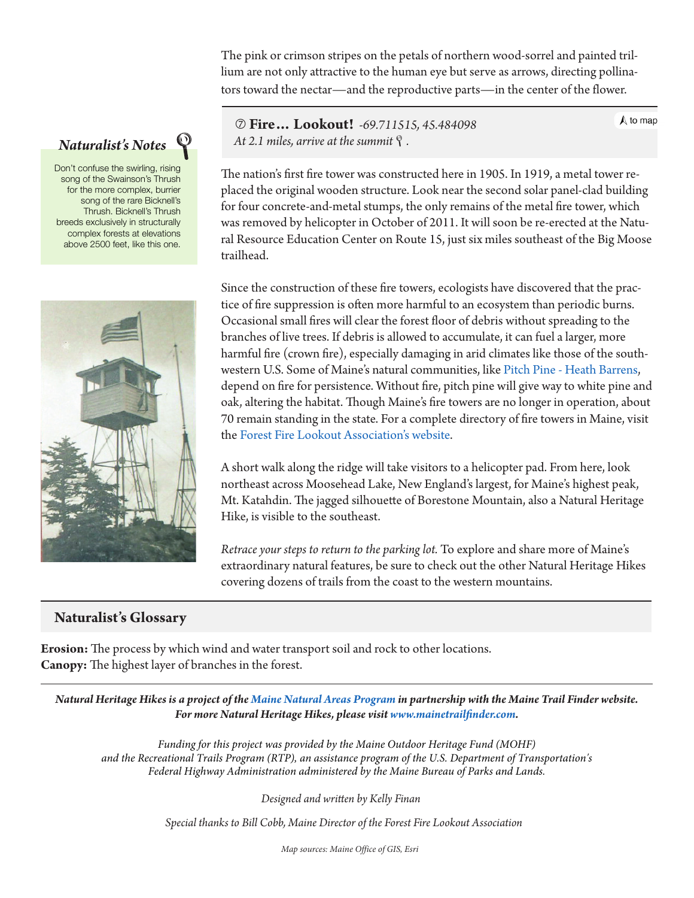The pink or crimson stripes on the petals of northern wood-sorrel and painted trillium are not only attractive to the human eye but serve as arrows, directing pollinators toward the nectar—and the reproductive parts—in the center of the flower.

### ⑦ Fire… Lookout! *-69.711515, 45.484098*

*At 2.1 miles, arrive at the summit.*

to map

### *Naturalist's Notes*

Don't confuse the swirling, rising song of the Swainson's Thrush for the more complex, burrier song of the rare Bicknell's Thrush. Bicknell's Thrush breeds exclusively in structurally complex forests at elevations above 2500 feet, like this one.

The nation's first fire tower was constructed here in 1905. In 1919, a metal tower replaced the original wooden structure. Look near the second solar panel-clad building for four concrete-and-metal stumps, the only remains of the metal fire tower, which was removed by helicopter in October of 2011. It will soon be re-erected at the Natural Resource Education Center on Route 15, just six miles southeast of the Big Moose trailhead.

Since the construction of these fire towers, ecologists have discovered that the practice of fire suppression is often more harmful to an ecosystem than periodic burns. Occasional small fires will clear the forest floor of debris without spreading to the branches of live trees. If debris is allowed to accumulate, it can fuel a larger, more harmful fire (crown fire), especially damaging in arid climates like those of the southwestern U.S. Some of Maine's natural communities, like Pitch Pine - Heath Barrens, depend on fire for persistence. Without fire, pitch pine will give way to white pine and oak, altering the habitat. Though Maine's fire towers are no longer in operation, about 70 remain standing in the state. For a complete directory of fire towers in Maine, visit the Forest Fire Lookout Association's website.

A short walk along the ridge will take visitors to a helicopter pad. From here, look northeast across Moosehead Lake, New England's largest, for Maine's highest peak, Mt. Katahdin. The jagged silhouette of Borestone Mountain, also a Natural Heritage Hike, is visible to the southeast.

*Retrace your steps to return to the parking lot.* To explore and share more of Maine's extraordinary natural features, be sure to check out the other Natural Heritage Hikes covering dozens of trails from the coast to the western mountains.

## Naturalist's Glossary

**Erosion:** The process by which wind and water transport soil and rock to other locations.
**Canopy:** The highest layer of branches in the forest.

***Natural Heritage Hikes is a project of the Maine Natural Areas Program in partnership with the Maine Trail Finder website. For more Natural Heritage Hikes, please visit www.mainetrailfinder.com.***

*Funding for this project was provided by the Maine Outdoor Heritage Fund (MOHF) and the Recreational Trails Program (RTP), an assistance program of the U.S. Department of Transportation's Federal Highway Administration administered by the Maine Bureau of Parks and Lands.*

*Designed and written by Kelly Finan*

*Special thanks to Bill Cobb, Maine Director of the Forest Fire Lookout Association*

*Map sources: Maine Office of GIS, Esri*